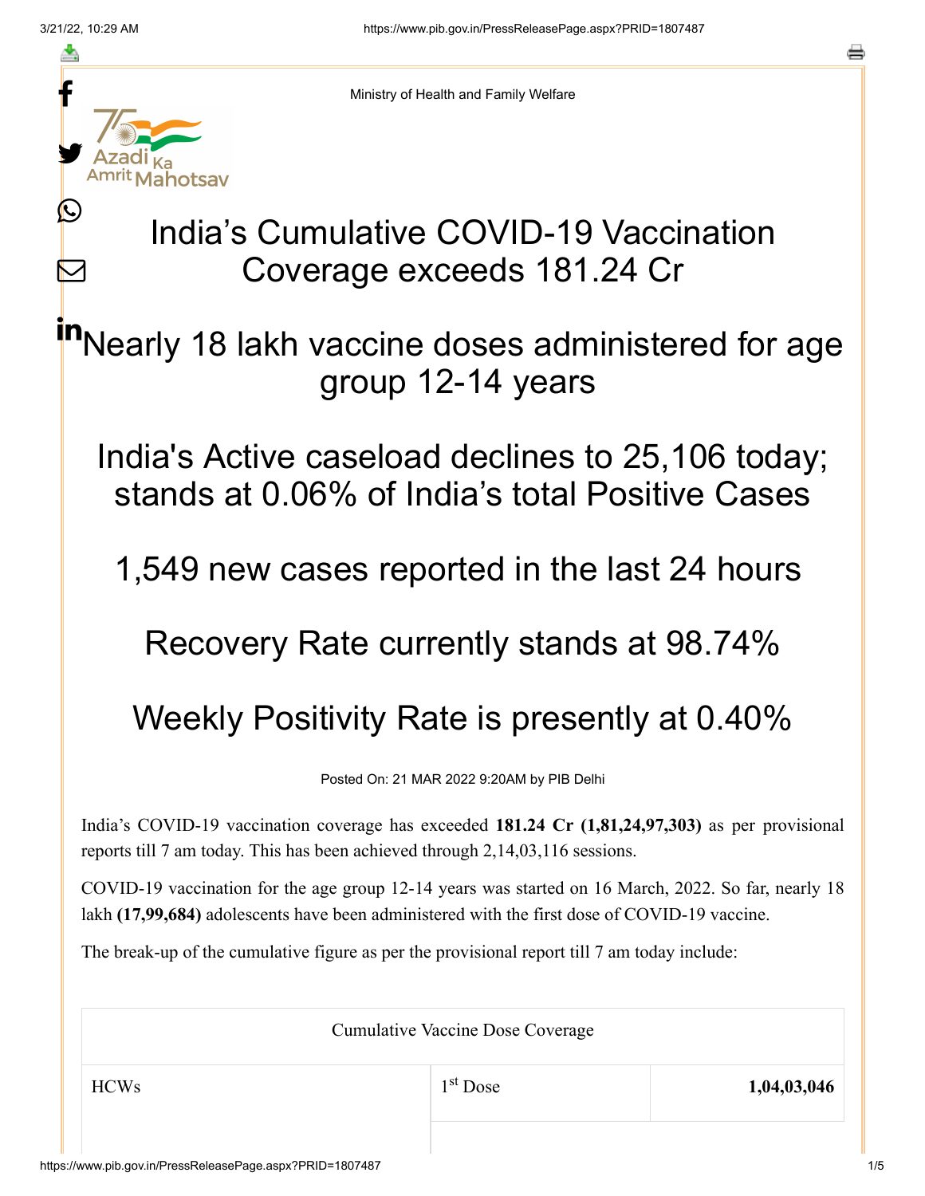Ministry of Health and Family Welfare

# India's Cumulative COVID-19 Vaccination Coverage exceeds 181.24 Cr

## Nearly 18 lakh vaccine doses administered for age group 12-14 years

## India's Active caseload declines to 25,106 today; stands at 0.06% of India's total Positive Cases

## 1,549 new cases reported in the last 24 hours

## Recovery Rate currently stands at 98.74%

## Weekly Positivity Rate is presently at 0.40%

Posted On: 21 MAR 2022 9:20AM by PIB Delhi

India's COVID-19 vaccination coverage has exceeded **181.24 Cr (1,81,24,97,303)** as per provisional reports till 7 am today. This has been achieved through 2,14,03,116 sessions.

COVID-19 vaccination for the age group 12-14 years was started on 16 March, 2022. So far, nearly 18 lakh **(17,99,684)** adolescents have been administered with the first dose of COVID-19 vaccine.

The break-up of the cumulative figure as per the provisional report till 7 am today include:

| Cumulative Vaccine Dose Coverage | | |
|---|---|---|
| HCWs | 1st Dose | **1,04,03,046** |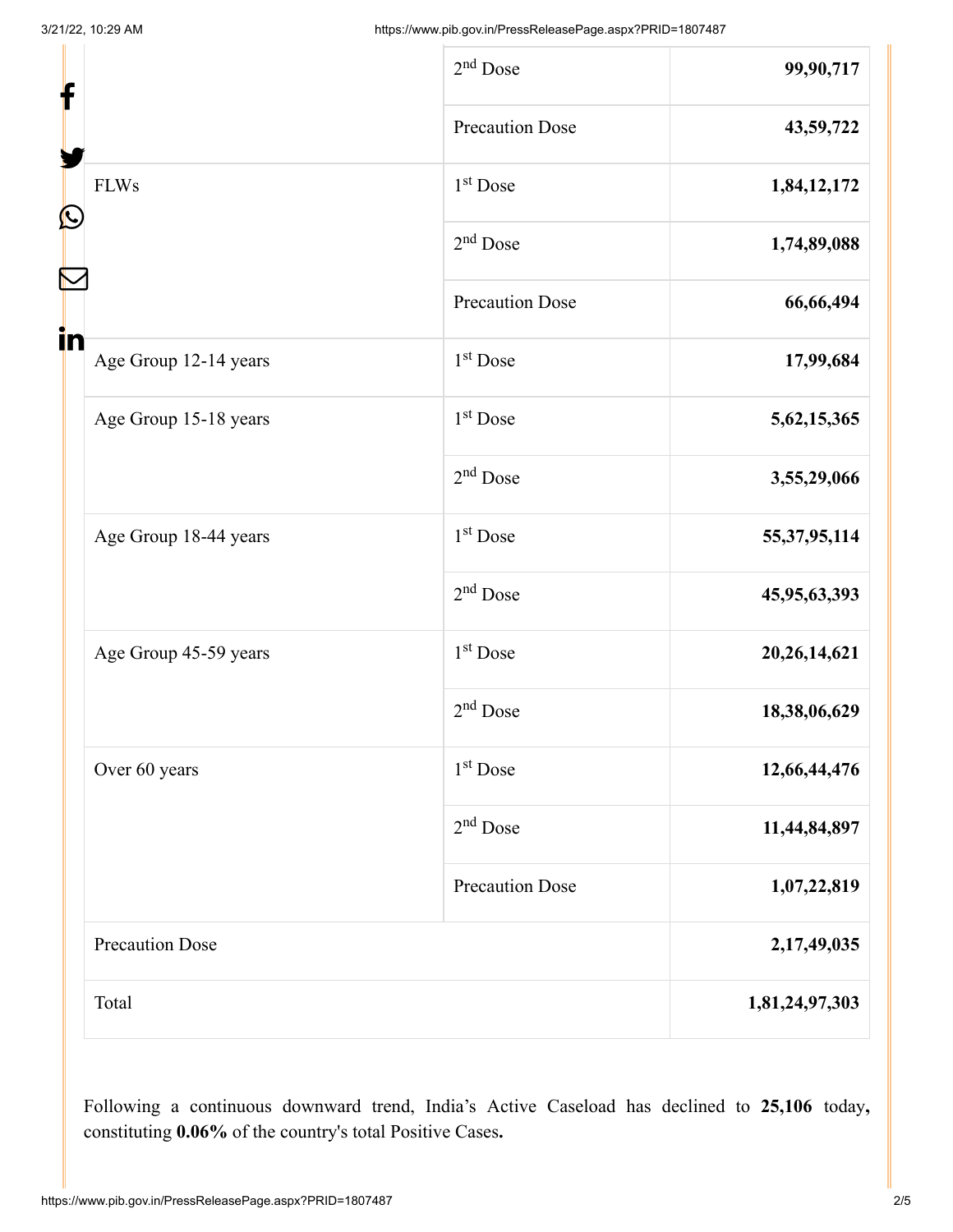| | | |
|---|---|---|
| | 2nd Dose | **99,90,717** |
| | Precaution Dose | **43,59,722** |
| FLWs | 1st Dose | **1,84,12,172** |
| | 2nd Dose | **1,74,89,088** |
| | Precaution Dose | **66,66,494** |
| Age Group 12-14 years | 1st Dose | **17,99,684** |
| Age Group 15-18 years | 1st Dose | **5,62,15,365** |
| | 2nd Dose | **3,55,29,066** |
| Age Group 18-44 years | 1st Dose | **55,37,95,114** |
| | 2nd Dose | **45,95,63,393** |
| Age Group 45-59 years | 1st Dose | **20,26,14,621** |
| | 2nd Dose | **18,38,06,629** |
| Over 60 years | 1st Dose | **12,66,44,476** |
| | 2nd Dose | **11,44,84,897** |
| | Precaution Dose | **1,07,22,819** |
| Precaution Dose | | **2,17,49,035** |
| Total | | **1,81,24,97,303** |

Following a continuous downward trend, India's Active Caseload has declined to **25,106** today**,** constituting **0.06%** of the country's total Positive Cases**.**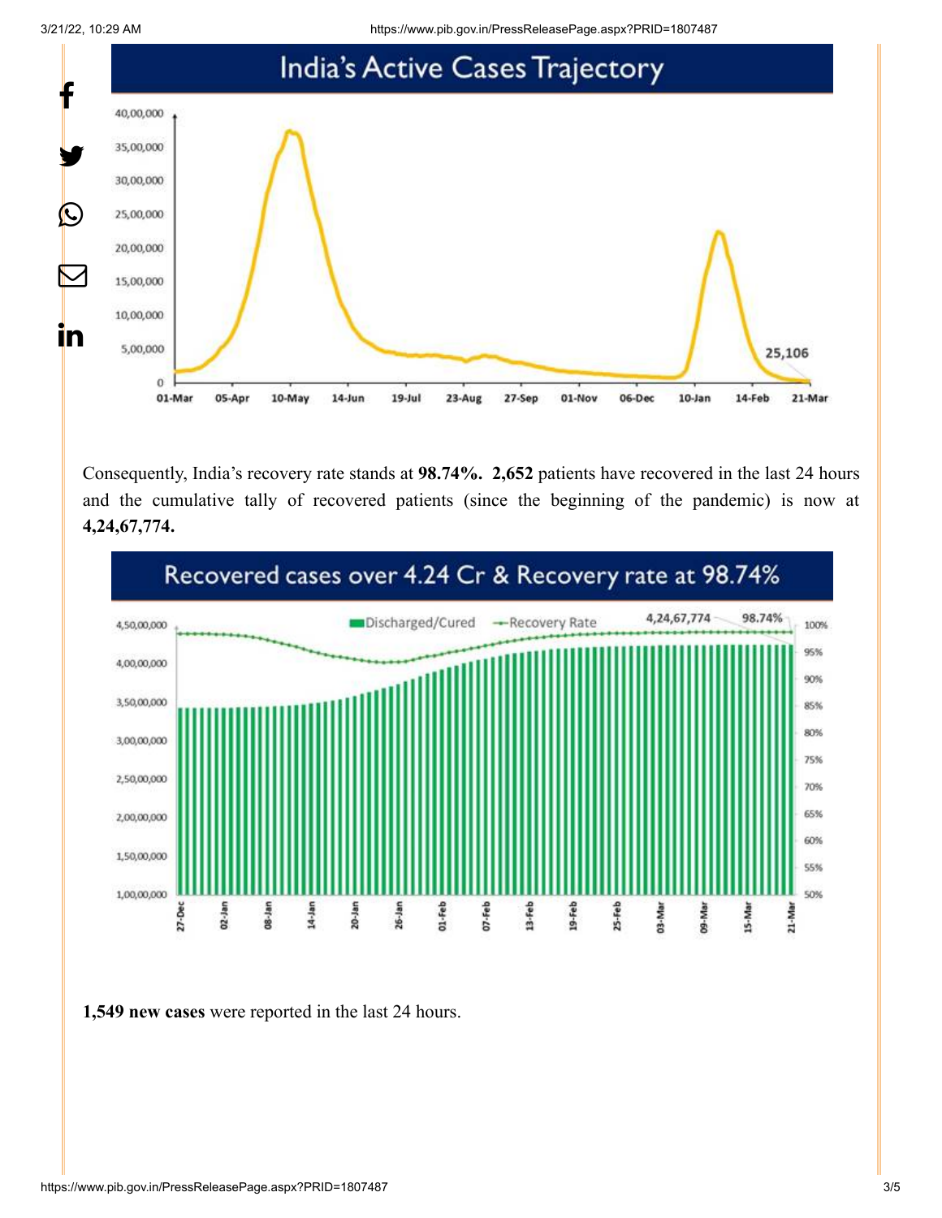India's Active Cases Trajectory

Consequently, India's recovery rate stands at **98.74%. 2,652** patients have recovered in the last 24 hours and the cumulative tally of recovered patients (since the beginning of the pandemic) is now at **4,24,67,774.**

Recovered cases over 4.24 Cr & Recovery rate at 98.74%

**1,549 new cases** were reported in the last 24 hours.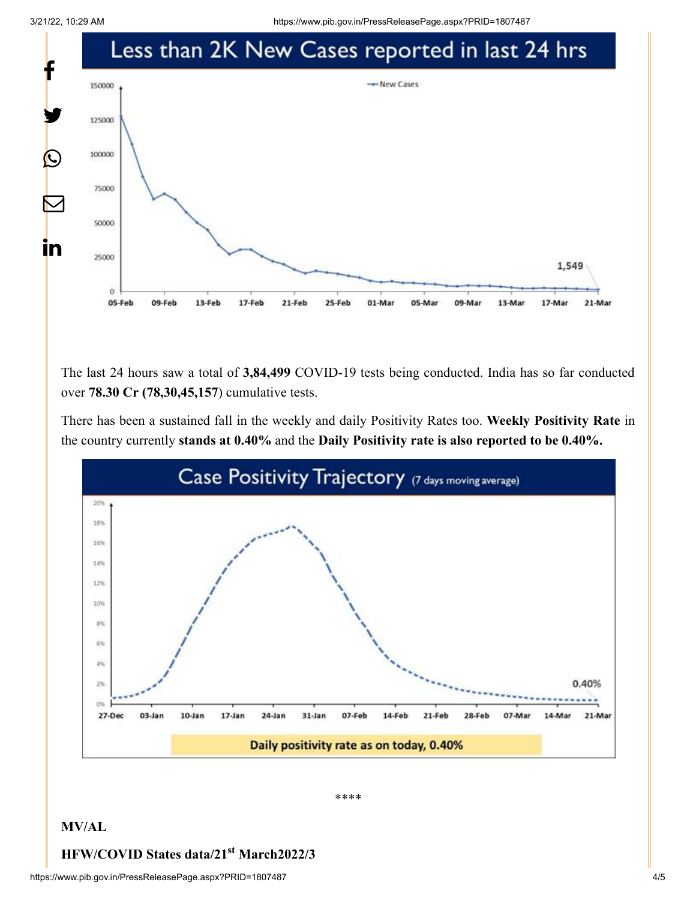## Less than 2K New Cases reported in last 24 hrs

The last 24 hours saw a total of **3,84,499** COVID-19 tests being conducted. India has so far conducted over **78.30 Cr (78,30,45,157**) cumulative tests.

There has been a sustained fall in the weekly and daily Positivity Rates too. **Weekly Positivity Rate** in the country currently **stands at 0.40%** and the **Daily Positivity rate is also reported to be 0.40%.**

## Case Positivity Trajectory (7 days moving average)

Daily positivity rate as on today, 0.40%

\*\*\*\*

**MV/AL**

**HFW/COVID States data/21st March2022/3**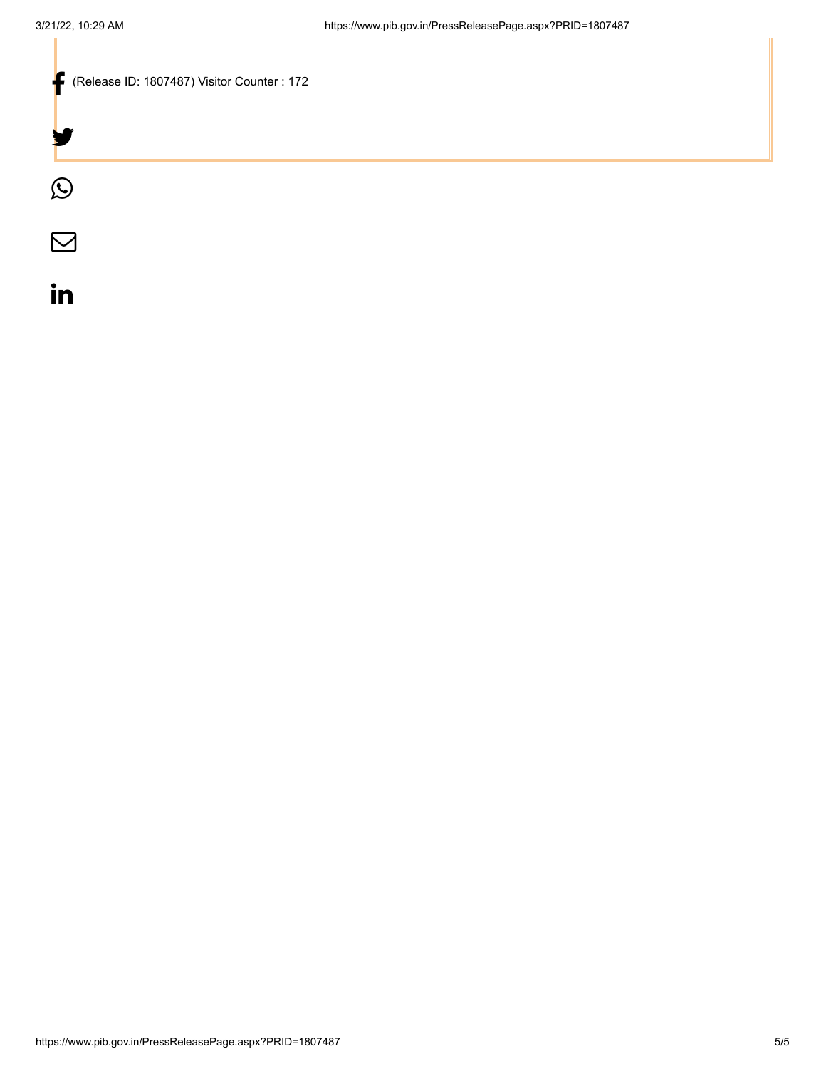(Release ID: 1807487) Visitor Counter : 172